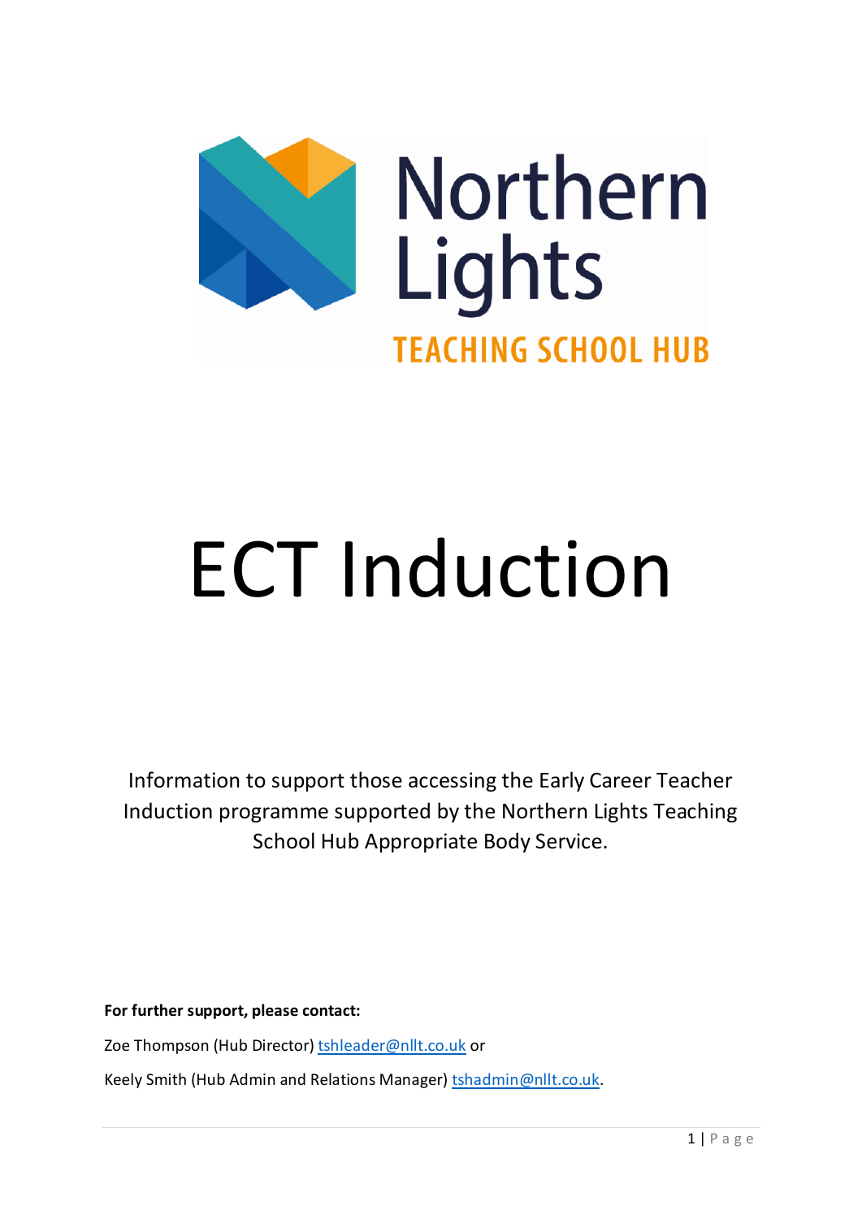Northern Lights

TEACHING SCHOOL HUB

# ECT Induction

Information to support those accessing the Early Career Teacher Induction programme supported by the Northern Lights Teaching School Hub Appropriate Body Service.

**For further support, please contact:**

Zoe Thompson (Hub Director) tshleader@nllt.co.uk or

Keely Smith (Hub Admin and Relations Manager) tshadmin@nllt.co.uk.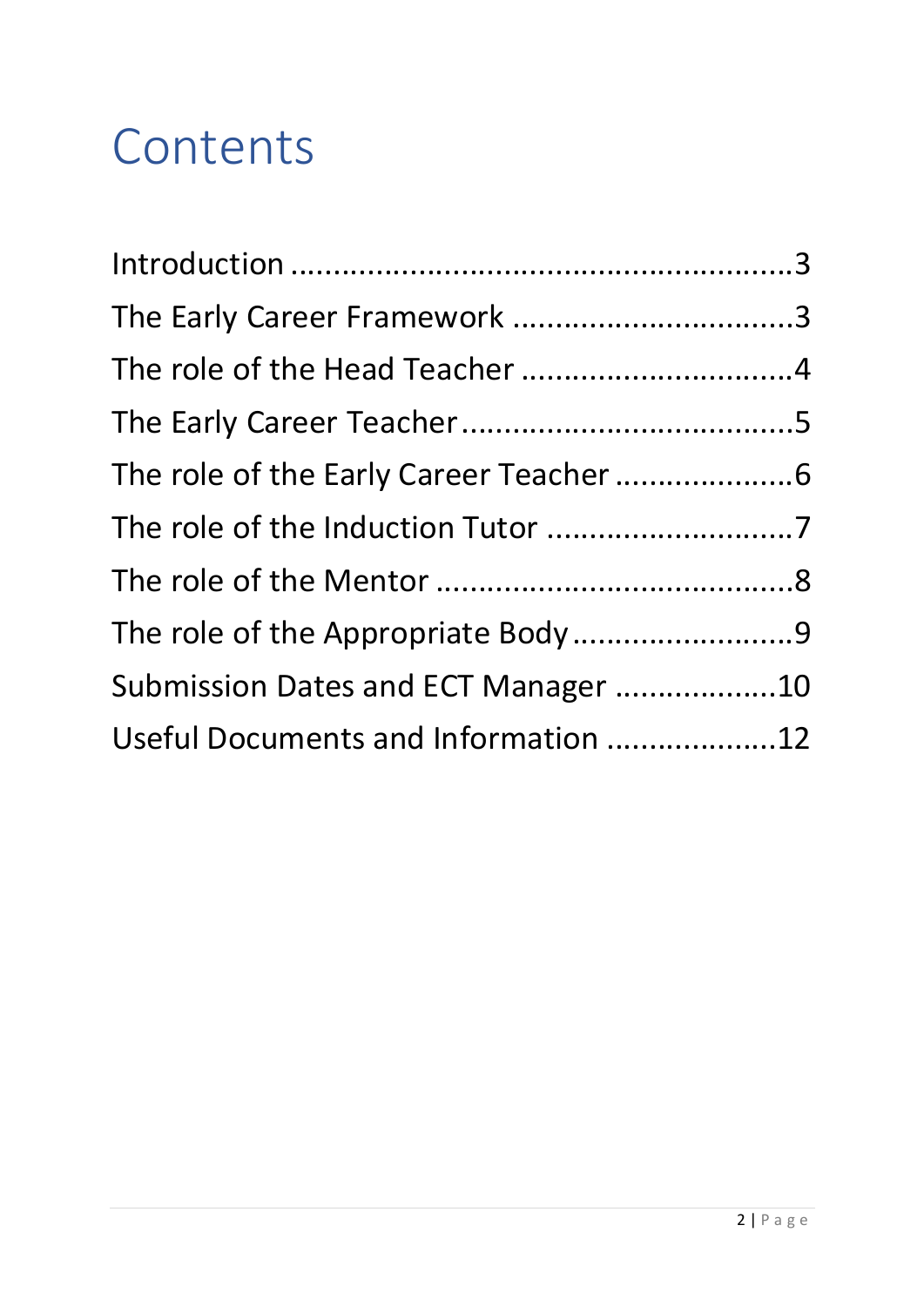# Contents

Introduction ........................................................3
The Early Career Framework ...............................3
The role of the Head Teacher ...............................4
The Early Career Teacher ......................................5
The role of the Early Career Teacher ....................6
The role of the Induction Tutor ............................7
The role of the Mentor ..........................................8
The role of the Appropriate Body ..........................9
Submission Dates and ECT Manager ...................10
Useful Documents and Information ...................12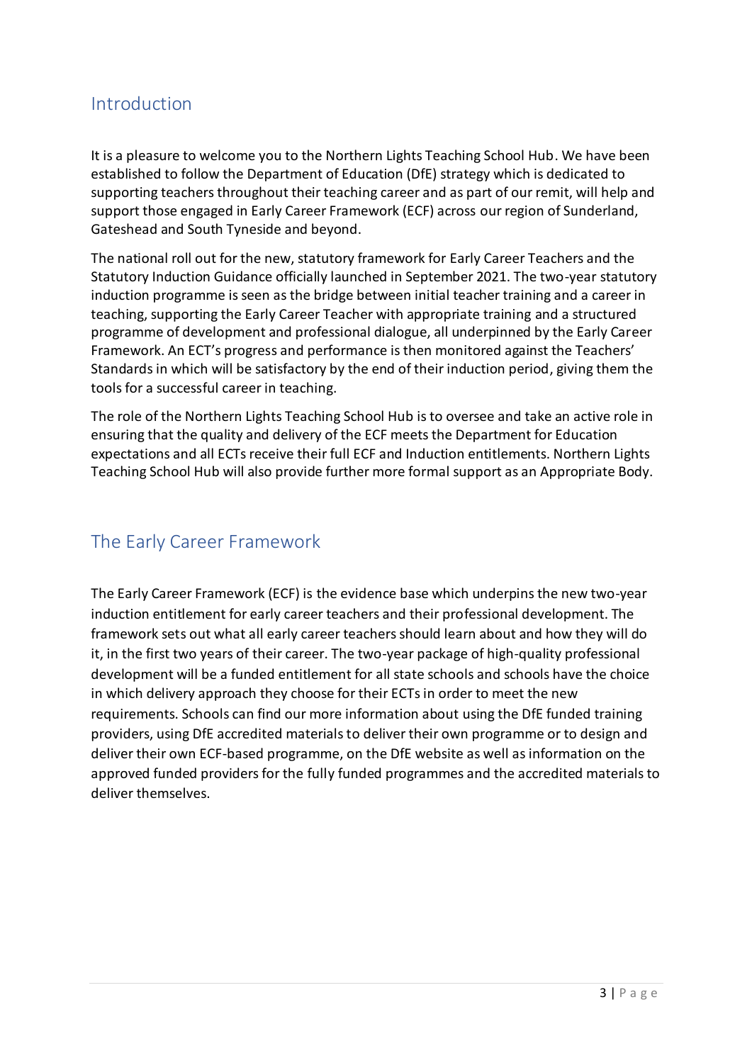## Introduction

It is a pleasure to welcome you to the Northern Lights Teaching School Hub. We have been established to follow the Department of Education (DfE) strategy which is dedicated to supporting teachers throughout their teaching career and as part of our remit, will help and support those engaged in Early Career Framework (ECF) across our region of Sunderland, Gateshead and South Tyneside and beyond.

The national roll out for the new, statutory framework for Early Career Teachers and the Statutory Induction Guidance officially launched in September 2021. The two-year statutory induction programme is seen as the bridge between initial teacher training and a career in teaching, supporting the Early Career Teacher with appropriate training and a structured programme of development and professional dialogue, all underpinned by the Early Career Framework. An ECT's progress and performance is then monitored against the Teachers' Standards in which will be satisfactory by the end of their induction period, giving them the tools for a successful career in teaching.

The role of the Northern Lights Teaching School Hub is to oversee and take an active role in ensuring that the quality and delivery of the ECF meets the Department for Education expectations and all ECTs receive their full ECF and Induction entitlements. Northern Lights Teaching School Hub will also provide further more formal support as an Appropriate Body.

## The Early Career Framework

The Early Career Framework (ECF) is the evidence base which underpins the new two-year induction entitlement for early career teachers and their professional development. The framework sets out what all early career teachers should learn about and how they will do it, in the first two years of their career. The two-year package of high-quality professional development will be a funded entitlement for all state schools and schools have the choice in which delivery approach they choose for their ECTs in order to meet the new requirements. Schools can find our more information about using the DfE funded training providers, using DfE accredited materials to deliver their own programme or to design and deliver their own ECF-based programme, on the DfE website as well as information on the approved funded providers for the fully funded programmes and the accredited materials to deliver themselves.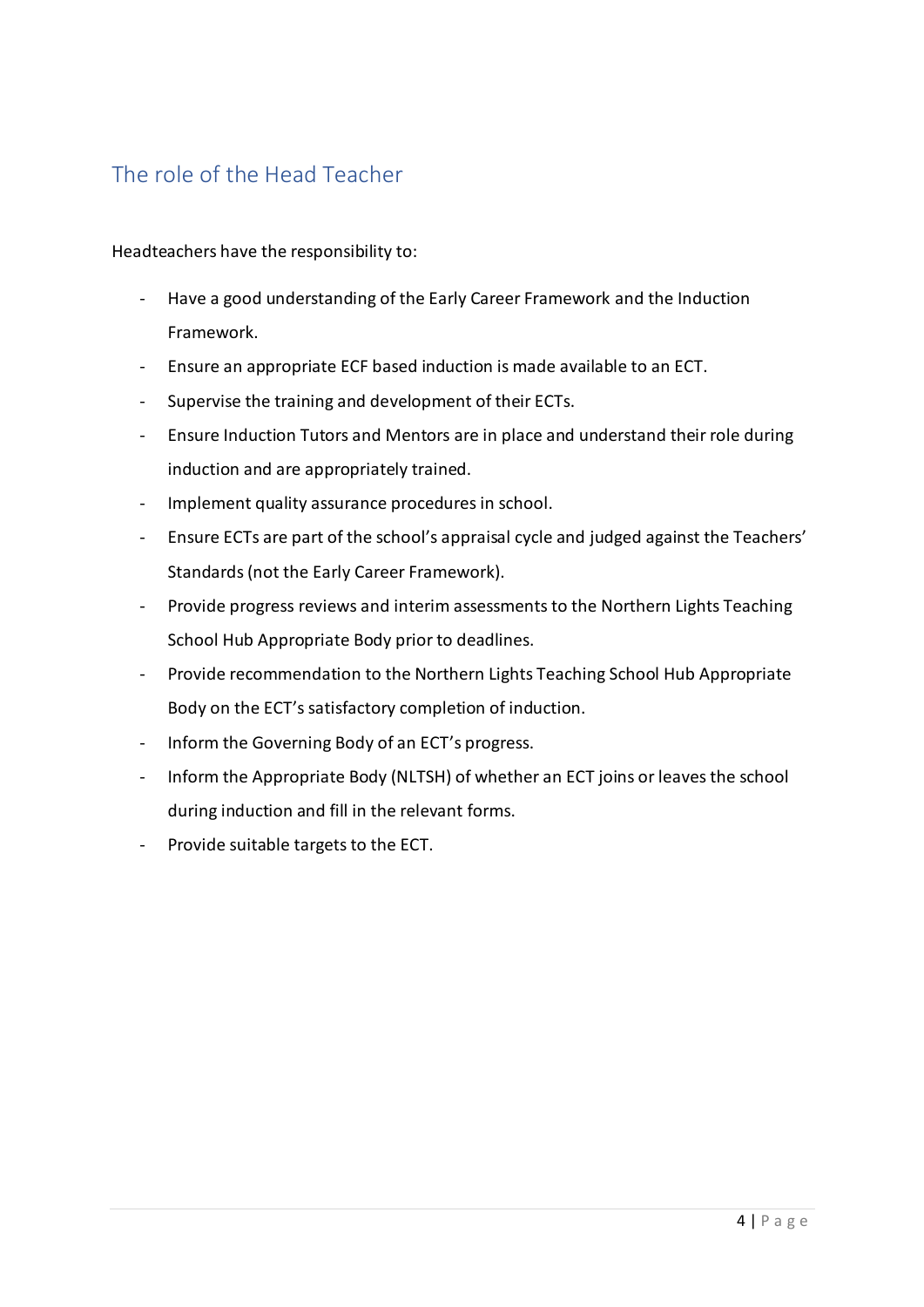## The role of the Head Teacher

Headteachers have the responsibility to:

- Have a good understanding of the Early Career Framework and the Induction Framework.
- Ensure an appropriate ECF based induction is made available to an ECT.
- Supervise the training and development of their ECTs.
- Ensure Induction Tutors and Mentors are in place and understand their role during induction and are appropriately trained.
- Implement quality assurance procedures in school.
- Ensure ECTs are part of the school's appraisal cycle and judged against the Teachers' Standards (not the Early Career Framework).
- Provide progress reviews and interim assessments to the Northern Lights Teaching School Hub Appropriate Body prior to deadlines.
- Provide recommendation to the Northern Lights Teaching School Hub Appropriate Body on the ECT's satisfactory completion of induction.
- Inform the Governing Body of an ECT's progress.
- Inform the Appropriate Body (NLTSH) of whether an ECT joins or leaves the school during induction and fill in the relevant forms.
- Provide suitable targets to the ECT.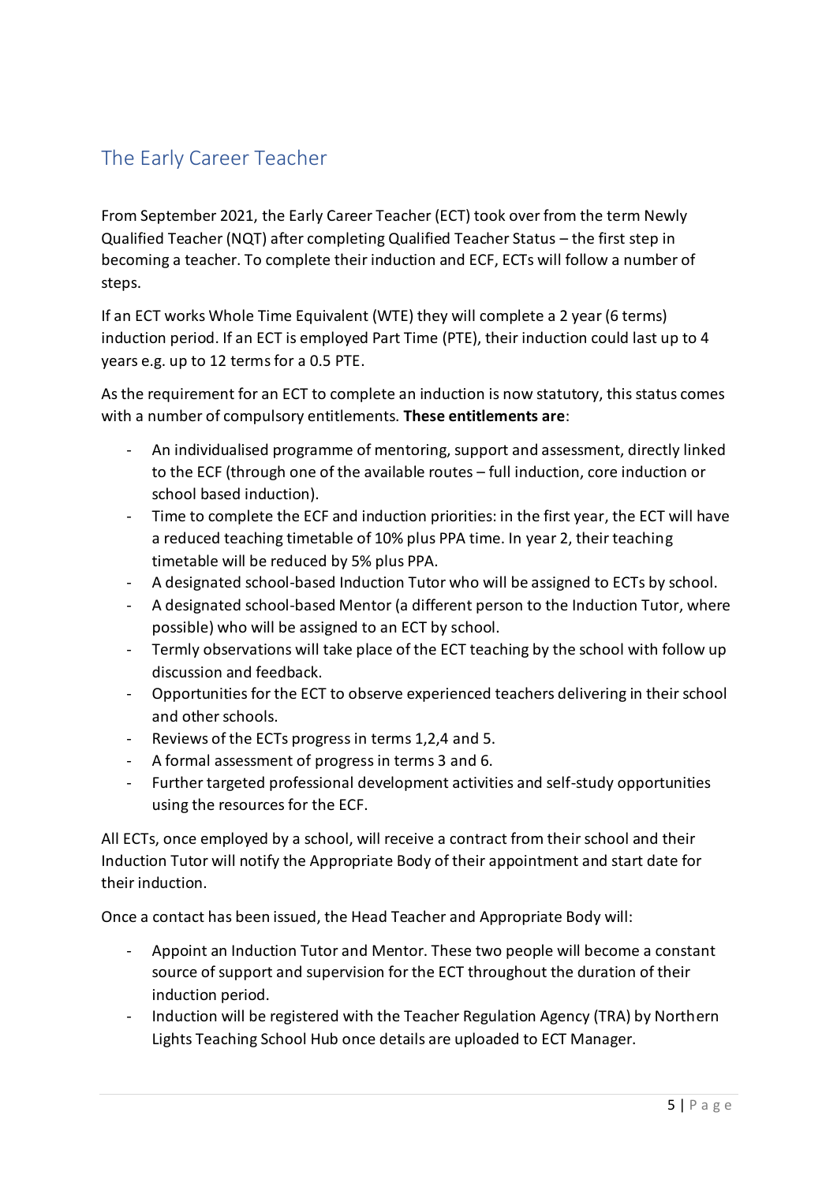## The Early Career Teacher

From September 2021, the Early Career Teacher (ECT) took over from the term Newly Qualified Teacher (NQT) after completing Qualified Teacher Status – the first step in becoming a teacher. To complete their induction and ECF, ECTs will follow a number of steps.

If an ECT works Whole Time Equivalent (WTE) they will complete a 2 year (6 terms) induction period. If an ECT is employed Part Time (PTE), their induction could last up to 4 years e.g. up to 12 terms for a 0.5 PTE.

As the requirement for an ECT to complete an induction is now statutory, this status comes with a number of compulsory entitlements. **These entitlements are**:

- An individualised programme of mentoring, support and assessment, directly linked to the ECF (through one of the available routes – full induction, core induction or school based induction).
- Time to complete the ECF and induction priorities: in the first year, the ECT will have a reduced teaching timetable of 10% plus PPA time. In year 2, their teaching timetable will be reduced by 5% plus PPA.
- A designated school-based Induction Tutor who will be assigned to ECTs by school.
- A designated school-based Mentor (a different person to the Induction Tutor, where possible) who will be assigned to an ECT by school.
- Termly observations will take place of the ECT teaching by the school with follow up discussion and feedback.
- Opportunities for the ECT to observe experienced teachers delivering in their school and other schools.
- Reviews of the ECTs progress in terms 1,2,4 and 5.
- A formal assessment of progress in terms 3 and 6.
- Further targeted professional development activities and self-study opportunities using the resources for the ECF.

All ECTs, once employed by a school, will receive a contract from their school and their Induction Tutor will notify the Appropriate Body of their appointment and start date for their induction.

Once a contact has been issued, the Head Teacher and Appropriate Body will:

- Appoint an Induction Tutor and Mentor. These two people will become a constant source of support and supervision for the ECT throughout the duration of their induction period.
- Induction will be registered with the Teacher Regulation Agency (TRA) by Northern Lights Teaching School Hub once details are uploaded to ECT Manager.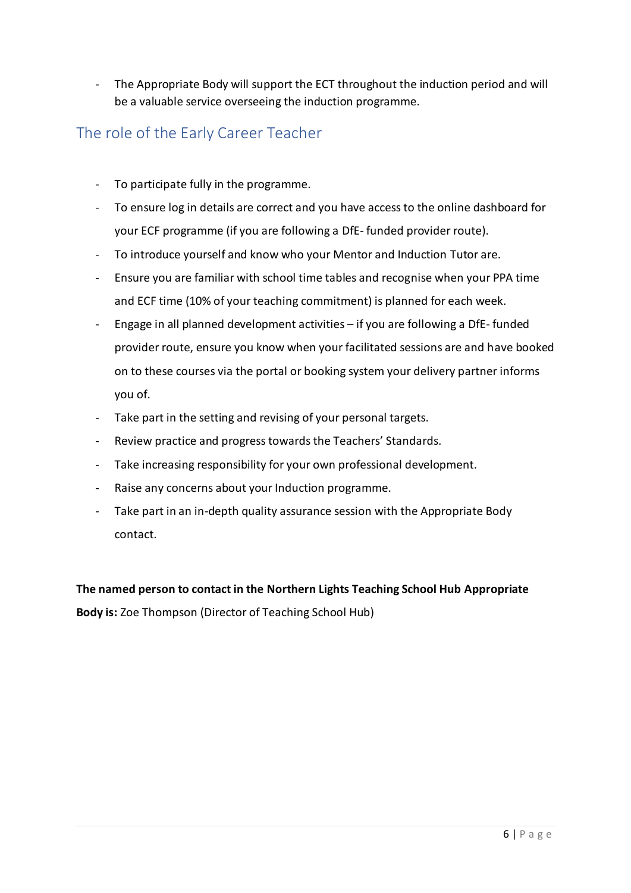- The Appropriate Body will support the ECT throughout the induction period and will be a valuable service overseeing the induction programme.

## The role of the Early Career Teacher

- To participate fully in the programme.
- To ensure log in details are correct and you have access to the online dashboard for your ECF programme (if you are following a DfE- funded provider route).
- To introduce yourself and know who your Mentor and Induction Tutor are.
- Ensure you are familiar with school time tables and recognise when your PPA time and ECF time (10% of your teaching commitment) is planned for each week.
- Engage in all planned development activities – if you are following a DfE- funded provider route, ensure you know when your facilitated sessions are and have booked on to these courses via the portal or booking system your delivery partner informs you of.
- Take part in the setting and revising of your personal targets.
- Review practice and progress towards the Teachers' Standards.
- Take increasing responsibility for your own professional development.
- Raise any concerns about your Induction programme.
- Take part in an in-depth quality assurance session with the Appropriate Body contact.

**The named person to contact in the Northern Lights Teaching School Hub Appropriate Body is:** Zoe Thompson (Director of Teaching School Hub)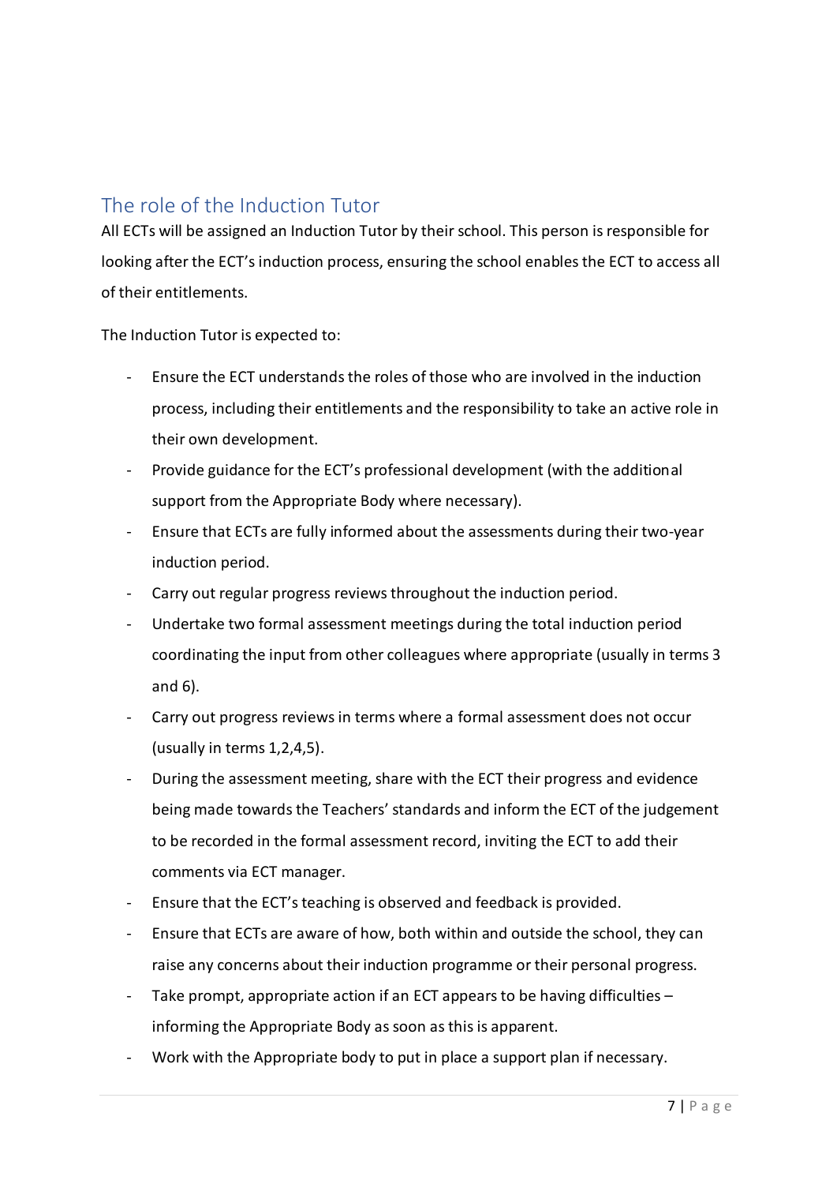## The role of the Induction Tutor

All ECTs will be assigned an Induction Tutor by their school. This person is responsible for looking after the ECT's induction process, ensuring the school enables the ECT to access all of their entitlements.

The Induction Tutor is expected to:

- Ensure the ECT understands the roles of those who are involved in the induction process, including their entitlements and the responsibility to take an active role in their own development.
- Provide guidance for the ECT's professional development (with the additional support from the Appropriate Body where necessary).
- Ensure that ECTs are fully informed about the assessments during their two-year induction period.
- Carry out regular progress reviews throughout the induction period.
- Undertake two formal assessment meetings during the total induction period coordinating the input from other colleagues where appropriate (usually in terms 3 and 6).
- Carry out progress reviews in terms where a formal assessment does not occur (usually in terms 1,2,4,5).
- During the assessment meeting, share with the ECT their progress and evidence being made towards the Teachers' standards and inform the ECT of the judgement to be recorded in the formal assessment record, inviting the ECT to add their comments via ECT manager.
- Ensure that the ECT's teaching is observed and feedback is provided.
- Ensure that ECTs are aware of how, both within and outside the school, they can raise any concerns about their induction programme or their personal progress.
- Take prompt, appropriate action if an ECT appears to be having difficulties – informing the Appropriate Body as soon as this is apparent.
- Work with the Appropriate body to put in place a support plan if necessary.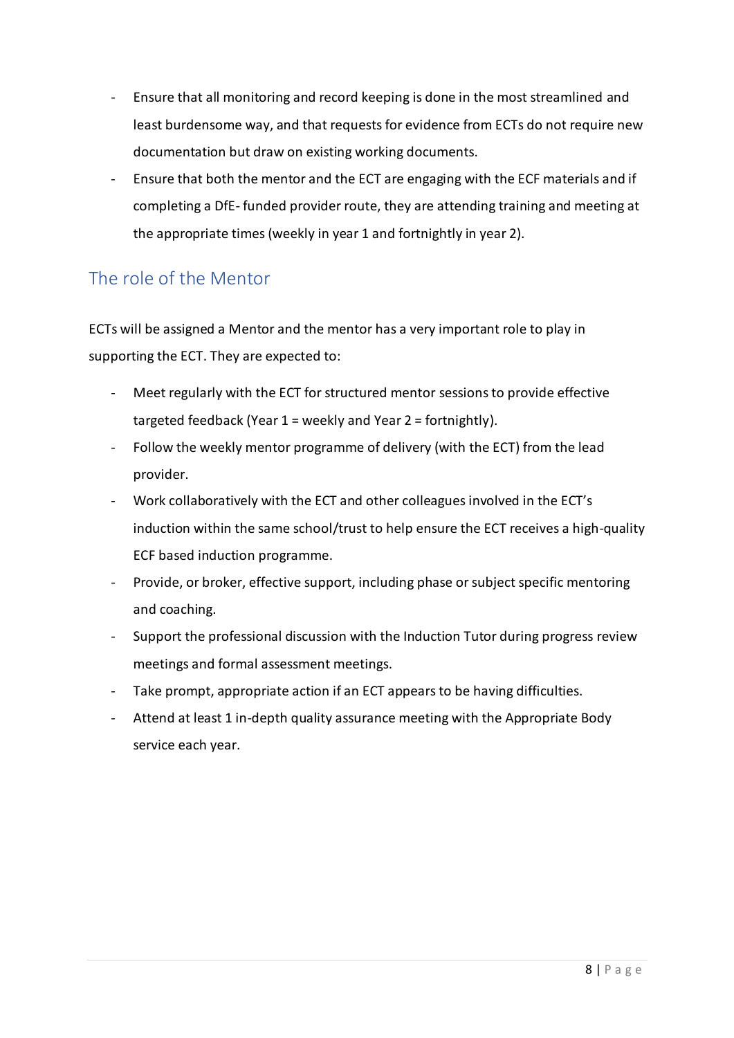- Ensure that all monitoring and record keeping is done in the most streamlined and least burdensome way, and that requests for evidence from ECTs do not require new documentation but draw on existing working documents.
- Ensure that both the mentor and the ECT are engaging with the ECF materials and if completing a DfE- funded provider route, they are attending training and meeting at the appropriate times (weekly in year 1 and fortnightly in year 2).

## The role of the Mentor

ECTs will be assigned a Mentor and the mentor has a very important role to play in supporting the ECT. They are expected to:

- Meet regularly with the ECT for structured mentor sessions to provide effective targeted feedback (Year 1 = weekly and Year 2 = fortnightly).
- Follow the weekly mentor programme of delivery (with the ECT) from the lead provider.
- Work collaboratively with the ECT and other colleagues involved in the ECT's induction within the same school/trust to help ensure the ECT receives a high-quality ECF based induction programme.
- Provide, or broker, effective support, including phase or subject specific mentoring and coaching.
- Support the professional discussion with the Induction Tutor during progress review meetings and formal assessment meetings.
- Take prompt, appropriate action if an ECT appears to be having difficulties.
- Attend at least 1 in-depth quality assurance meeting with the Appropriate Body service each year.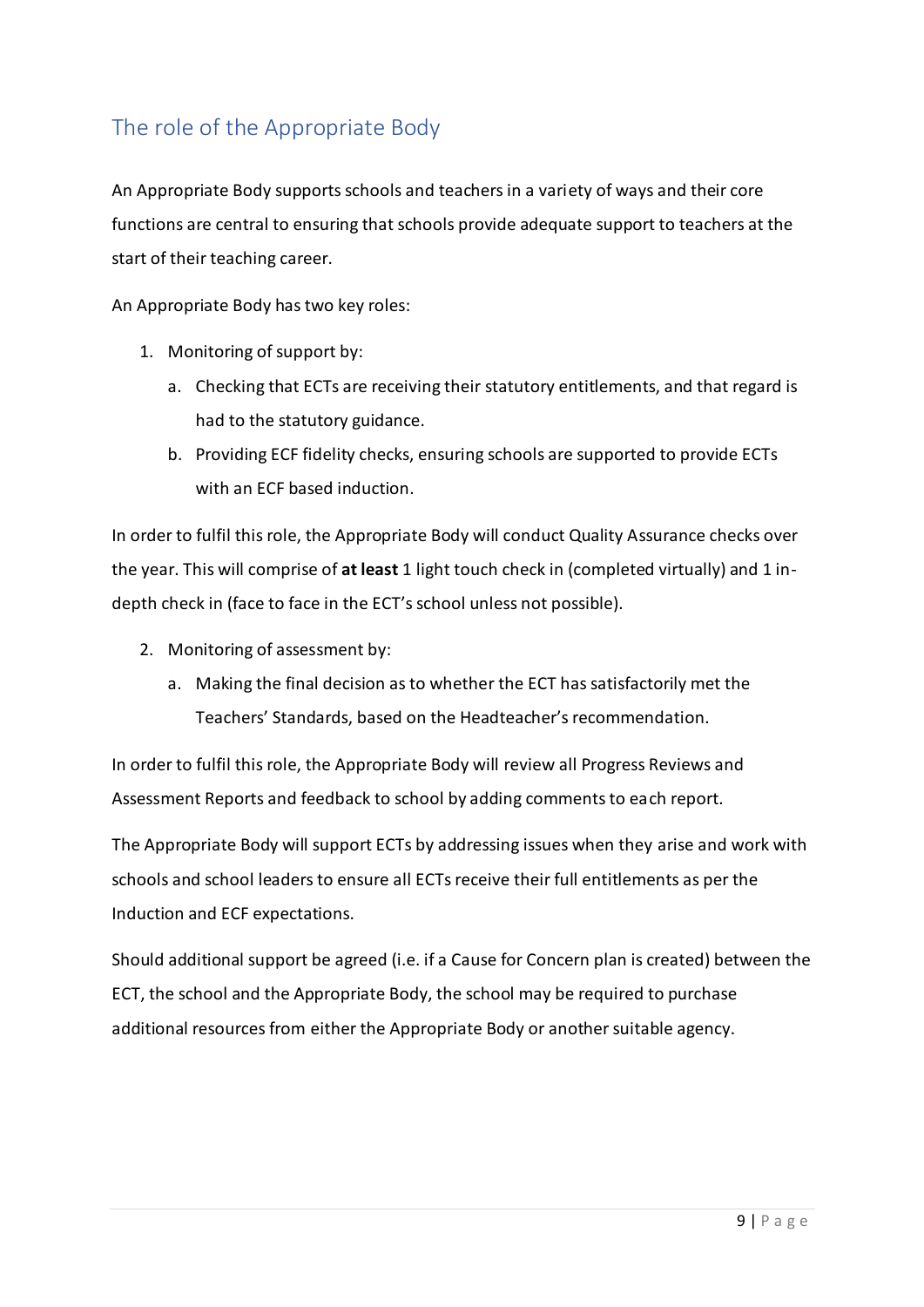## The role of the Appropriate Body

An Appropriate Body supports schools and teachers in a variety of ways and their core functions are central to ensuring that schools provide adequate support to teachers at the start of their teaching career.

An Appropriate Body has two key roles:

1. Monitoring of support by:
   a. Checking that ECTs are receiving their statutory entitlements, and that regard is had to the statutory guidance.
   b. Providing ECF fidelity checks, ensuring schools are supported to provide ECTs with an ECF based induction.

In order to fulfil this role, the Appropriate Body will conduct Quality Assurance checks over the year. This will comprise of **at least** 1 light touch check in (completed virtually) and 1 in-depth check in (face to face in the ECT's school unless not possible).

2. Monitoring of assessment by:
   a. Making the final decision as to whether the ECT has satisfactorily met the Teachers' Standards, based on the Headteacher's recommendation.

In order to fulfil this role, the Appropriate Body will review all Progress Reviews and Assessment Reports and feedback to school by adding comments to each report.

The Appropriate Body will support ECTs by addressing issues when they arise and work with schools and school leaders to ensure all ECTs receive their full entitlements as per the Induction and ECF expectations.

Should additional support be agreed (i.e. if a Cause for Concern plan is created) between the ECT, the school and the Appropriate Body, the school may be required to purchase additional resources from either the Appropriate Body or another suitable agency.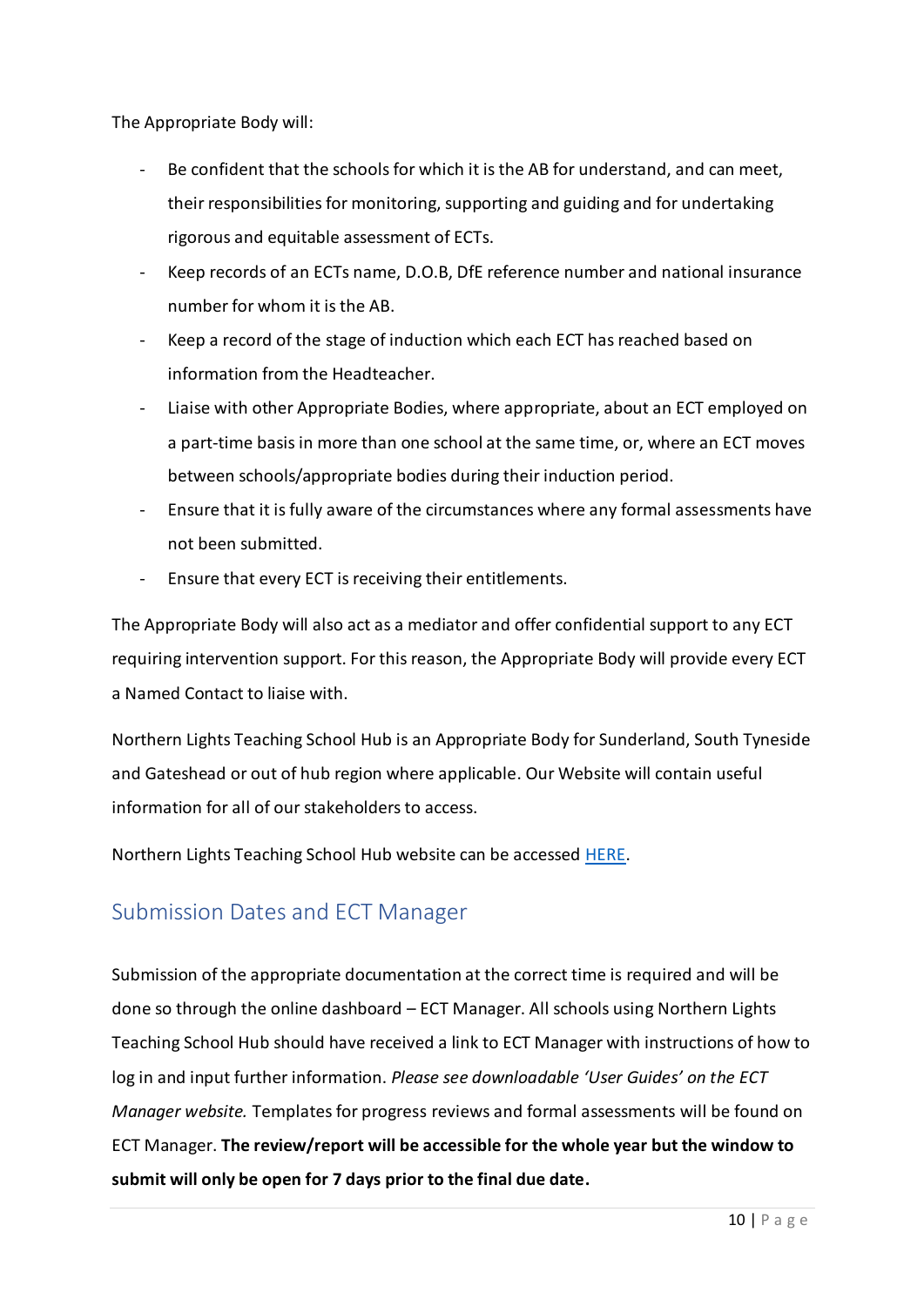The Appropriate Body will:

- Be confident that the schools for which it is the AB for understand, and can meet, their responsibilities for monitoring, supporting and guiding and for undertaking rigorous and equitable assessment of ECTs.
- Keep records of an ECTs name, D.O.B, DfE reference number and national insurance number for whom it is the AB.
- Keep a record of the stage of induction which each ECT has reached based on information from the Headteacher.
- Liaise with other Appropriate Bodies, where appropriate, about an ECT employed on a part-time basis in more than one school at the same time, or, where an ECT moves between schools/appropriate bodies during their induction period.
- Ensure that it is fully aware of the circumstances where any formal assessments have not been submitted.
- Ensure that every ECT is receiving their entitlements.

The Appropriate Body will also act as a mediator and offer confidential support to any ECT requiring intervention support. For this reason, the Appropriate Body will provide every ECT a Named Contact to liaise with.

Northern Lights Teaching School Hub is an Appropriate Body for Sunderland, South Tyneside and Gateshead or out of hub region where applicable. Our Website will contain useful information for all of our stakeholders to access.

Northern Lights Teaching School Hub website can be accessed HERE.

## Submission Dates and ECT Manager

Submission of the appropriate documentation at the correct time is required and will be done so through the online dashboard – ECT Manager. All schools using Northern Lights Teaching School Hub should have received a link to ECT Manager with instructions of how to log in and input further information. *Please see downloadable 'User Guides' on the ECT Manager website.* Templates for progress reviews and formal assessments will be found on ECT Manager. **The review/report will be accessible for the whole year but the window to submit will only be open for 7 days prior to the final due date.**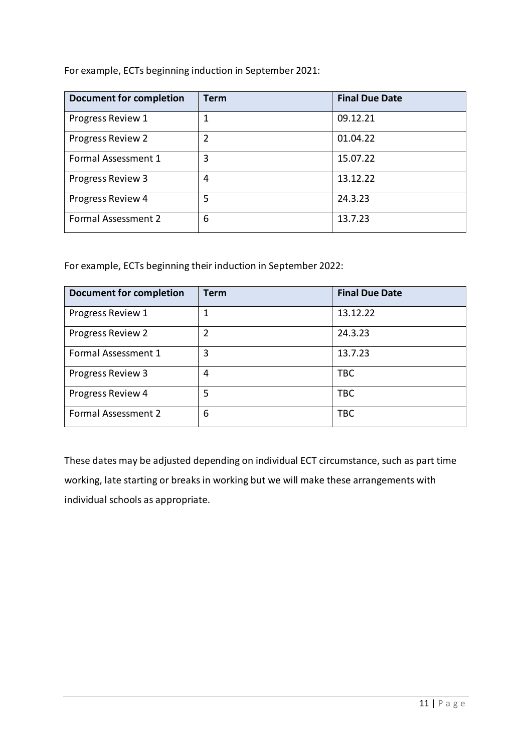For example, ECTs beginning induction in September 2021:

| Document for completion | Term | Final Due Date |
| --- | --- | --- |
| Progress Review 1 | 1 | 09.12.21 |
| Progress Review 2 | 2 | 01.04.22 |
| Formal Assessment 1 | 3 | 15.07.22 |
| Progress Review 3 | 4 | 13.12.22 |
| Progress Review 4 | 5 | 24.3.23 |
| Formal Assessment 2 | 6 | 13.7.23 |

For example, ECTs beginning their induction in September 2022:

| Document for completion | Term | Final Due Date |
| --- | --- | --- |
| Progress Review 1 | 1 | 13.12.22 |
| Progress Review 2 | 2 | 24.3.23 |
| Formal Assessment 1 | 3 | 13.7.23 |
| Progress Review 3 | 4 | TBC |
| Progress Review 4 | 5 | TBC |
| Formal Assessment 2 | 6 | TBC |

These dates may be adjusted depending on individual ECT circumstance, such as part time working, late starting or breaks in working but we will make these arrangements with individual schools as appropriate.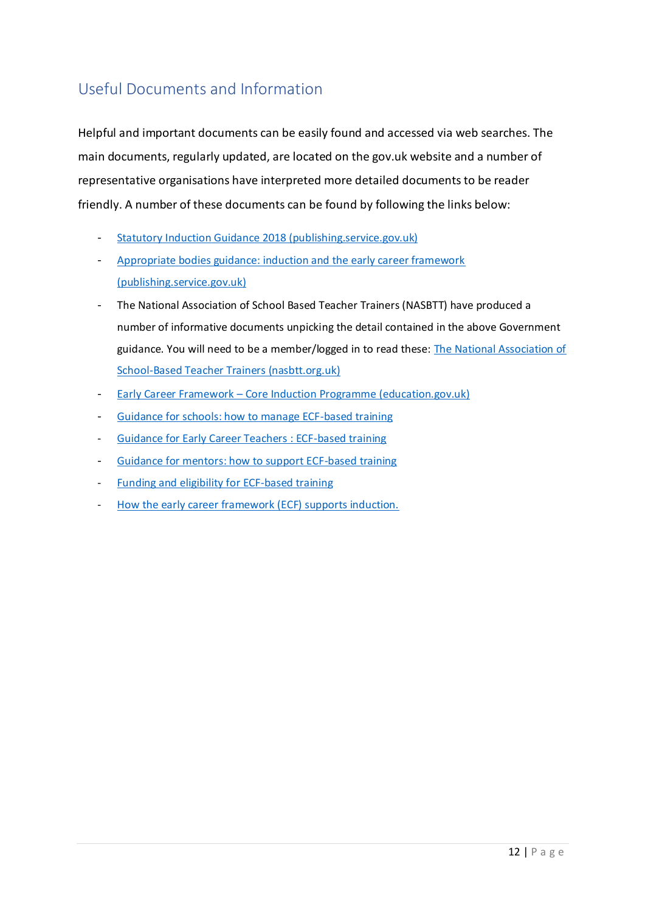## Useful Documents and Information

Helpful and important documents can be easily found and accessed via web searches. The main documents, regularly updated, are located on the gov.uk website and a number of representative organisations have interpreted more detailed documents to be reader friendly. A number of these documents can be found by following the links below:

- Statutory Induction Guidance 2018 (publishing.service.gov.uk)
- Appropriate bodies guidance: induction and the early career framework (publishing.service.gov.uk)
- The National Association of School Based Teacher Trainers (NASBTT) have produced a number of informative documents unpicking the detail contained in the above Government guidance. You will need to be a member/logged in to read these: The National Association of School-Based Teacher Trainers (nasbtt.org.uk)
- Early Career Framework – Core Induction Programme (education.gov.uk)
- Guidance for schools: how to manage ECF-based training
- Guidance for Early Career Teachers : ECF-based training
- Guidance for mentors: how to support ECF-based training
- Funding and eligibility for ECF-based training
- How the early career framework (ECF) supports induction.